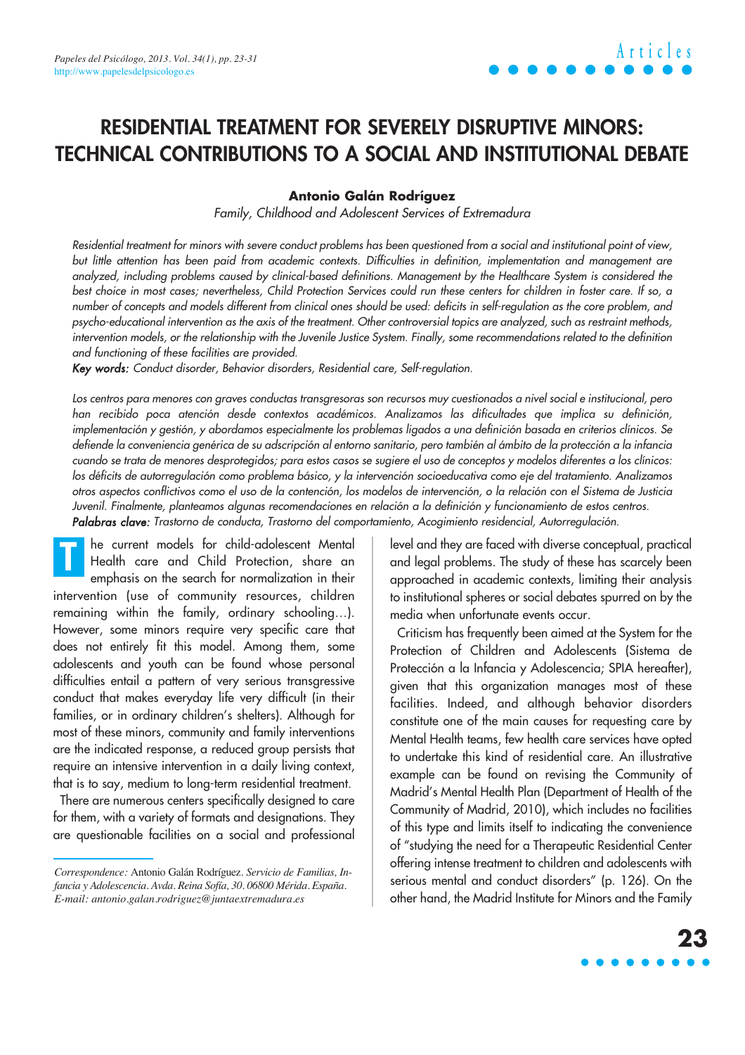# RESIDENTIAL TREATMENT FOR SEVERELY DISRUPTIVE MINORS: TECHNICAL CONTRIBUTIONS TO A SOCIAL AND INSTITUTIONAL DEBATE

**Antonio Galán Rodríguez**

*Family, Childhood and Adolescent Services of Extremadura*

*Residential treatment for minors with severe conduct problems has been questioned from a social and institutional point of view, but little attention has been paid from academic contexts. Difficulties in definition, implementation and management are analyzed, including problems caused by clinical-based definitions. Management by the Healthcare System is considered the best choice in most cases; nevertheless, Child Protection Services could run these centers for children in foster care. If so, a number of concepts and models different from clinical ones should be used: deficits in self-regulation as the core problem, and psycho-educational intervention as the axis of the treatment. Other controversial topics are analyzed, such as restraint methods, intervention models, or the relationship with the Juvenile Justice System. Finally, some recommendations related to the definition and functioning of these facilities are provided.*

***Key words:*** *Conduct disorder, Behavior disorders, Residential care, Self-regulation.*

*Los centros para menores con graves conductas transgresoras son recursos muy cuestionados a nivel social e institucional, pero han recibido poca atención desde contextos académicos. Analizamos las dificultades que implica su definición, implementación y gestión, y abordamos especialmente los problemas ligados a una definición basada en criterios clínicos. Se defiende la conveniencia genérica de su adscripción al entorno sanitario, pero también al ámbito de la protección a la infancia cuando se trata de menores desprotegidos; para estos casos se sugiere el uso de conceptos y modelos diferentes a los clínicos: los déficits de autorregulación como problema básico, y la intervención socioeducativa como eje del tratamiento. Analizamos otros aspectos conflictivos como el uso de la contención, los modelos de intervención, o la relación con el Sistema de Justicia Juvenil. Finalmente, planteamos algunas recomendaciones en relación a la definición y funcionamiento de estos centros.*

***Palabras clave:*** *Trastorno de conducta, Trastorno del comportamiento, Acogimiento residencial, Autorregulación.*

The current models for child-adolescent Mental Health care and Child Protection, share an emphasis on the search for normalization in their intervention (use of community resources, children remaining within the family, ordinary schooling…). However, some minors require very specific care that does not entirely fit this model. Among them, some adolescents and youth can be found whose personal difficulties entail a pattern of very serious transgressive conduct that makes everyday life very difficult (in their families, or in ordinary children's shelters). Although for most of these minors, community and family interventions are the indicated response, a reduced group persists that require an intensive intervention in a daily living context, that is to say, medium to long-term residential treatment.

There are numerous centers specifically designed to care for them, with a variety of formats and designations. They are questionable facilities on a social and professional level and they are faced with diverse conceptual, practical and legal problems. The study of these has scarcely been approached in academic contexts, limiting their analysis to institutional spheres or social debates spurred on by the media when unfortunate events occur.

Criticism has frequently been aimed at the System for the Protection of Children and Adolescents (Sistema de Protección a la Infancia y Adolescencia; SPIA hereafter), given that this organization manages most of these facilities. Indeed, and although behavior disorders constitute one of the main causes for requesting care by Mental Health teams, few health care services have opted to undertake this kind of residential care. An illustrative example can be found on revising the Community of Madrid's Mental Health Plan (Department of Health of the Community of Madrid, 2010), which includes no facilities of this type and limits itself to indicating the convenience of "studying the need for a Therapeutic Residential Center offering intense treatment to children and adolescents with serious mental and conduct disorders" (p. 126). On the other hand, the Madrid Institute for Minors and the Family

*Correspondence:* Antonio Galán Rodríguez. *Servicio de Familias, Infancia y Adolescencia. Avda. Reina Sofía, 30. 06800 Mérida. España. E-mail: antonio.galan.rodriguez@juntaextremadura.es*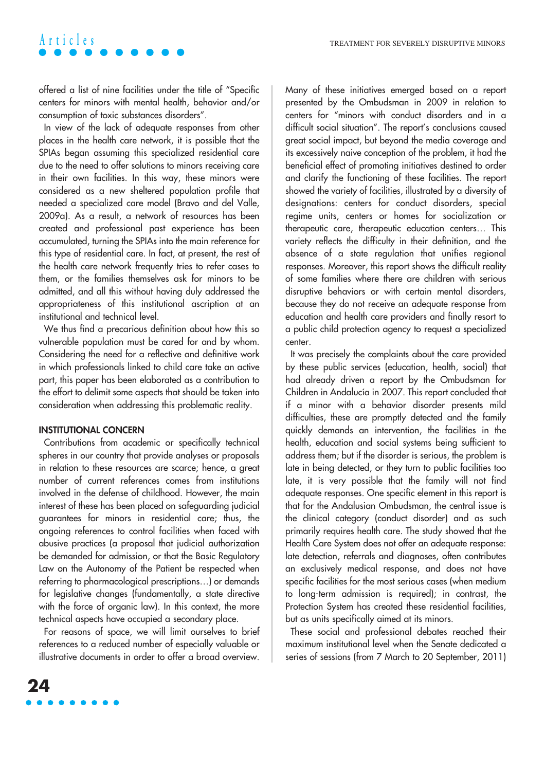offered a list of nine facilities under the title of "Specific centers for minors with mental health, behavior and/or consumption of toxic substances disorders".

In view of the lack of adequate responses from other places in the health care network, it is possible that the SPIAs began assuming this specialized residential care due to the need to offer solutions to minors receiving care in their own facilities. In this way, these minors were considered as a new sheltered population profile that needed a specialized care model (Bravo and del Valle, 2009a). As a result, a network of resources has been created and professional past experience has been accumulated, turning the SPIAs into the main reference for this type of residential care. In fact, at present, the rest of the health care network frequently tries to refer cases to them, or the families themselves ask for minors to be admitted, and all this without having duly addressed the appropriateness of this institutional ascription at an institutional and technical level.

We thus find a precarious definition about how this so vulnerable population must be cared for and by whom. Considering the need for a reflective and definitive work in which professionals linked to child care take an active part, this paper has been elaborated as a contribution to the effort to delimit some aspects that should be taken into consideration when addressing this problematic reality.

## INSTITUTIONAL CONCERN

Contributions from academic or specifically technical spheres in our country that provide analyses or proposals in relation to these resources are scarce; hence, a great number of current references comes from institutions involved in the defense of childhood. However, the main interest of these has been placed on safeguarding judicial guarantees for minors in residential care; thus, the ongoing references to control facilities when faced with abusive practices (a proposal that judicial authorization be demanded for admission, or that the Basic Regulatory Law on the Autonomy of the Patient be respected when referring to pharmacological prescriptions…) or demands for legislative changes (fundamentally, a state directive with the force of organic law). In this context, the more technical aspects have occupied a secondary place.

For reasons of space, we will limit ourselves to brief references to a reduced number of especially valuable or illustrative documents in order to offer a broad overview.

Many of these initiatives emerged based on a report presented by the Ombudsman in 2009 in relation to centers for "minors with conduct disorders and in a difficult social situation". The report's conclusions caused great social impact, but beyond the media coverage and its excessively naive conception of the problem, it had the beneficial effect of promoting initiatives destined to order and clarify the functioning of these facilities. The report showed the variety of facilities, illustrated by a diversity of designations: centers for conduct disorders, special regime units, centers or homes for socialization or therapeutic care, therapeutic education centers… This variety reflects the difficulty in their definition, and the absence of a state regulation that unifies regional responses. Moreover, this report shows the difficult reality of some families where there are children with serious disruptive behaviors or with certain mental disorders, because they do not receive an adequate response from education and health care providers and finally resort to a public child protection agency to request a specialized center.

It was precisely the complaints about the care provided by these public services (education, health, social) that had already driven a report by the Ombudsman for Children in Andalucía in 2007. This report concluded that if a minor with a behavior disorder presents mild difficulties, these are promptly detected and the family quickly demands an intervention, the facilities in the health, education and social systems being sufficient to address them; but if the disorder is serious, the problem is late in being detected, or they turn to public facilities too late, it is very possible that the family will not find adequate responses. One specific element in this report is that for the Andalusian Ombudsman, the central issue is the clinical category (conduct disorder) and as such primarily requires health care. The study showed that the Health Care System does not offer an adequate response: late detection, referrals and diagnoses, often contributes an exclusively medical response, and does not have specific facilities for the most serious cases (when medium to long-term admission is required); in contrast, the Protection System has created these residential facilities, but as units specifically aimed at its minors.

These social and professional debates reached their maximum institutional level when the Senate dedicated a series of sessions (from 7 March to 20 September, 2011)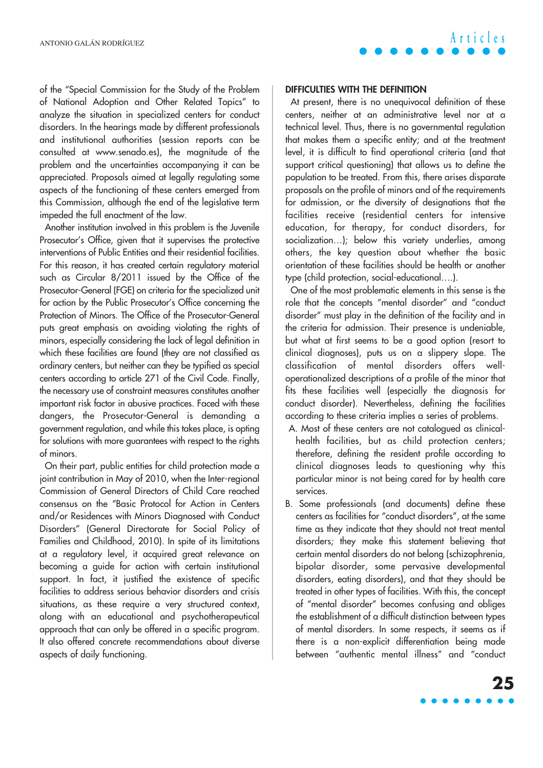of the "Special Commission for the Study of the Problem of National Adoption and Other Related Topics" to analyze the situation in specialized centers for conduct disorders. In the hearings made by different professionals and institutional authorities (session reports can be consulted at www.senado.es), the magnitude of the problem and the uncertainties accompanying it can be appreciated. Proposals aimed at legally regulating some aspects of the functioning of these centers emerged from this Commission, although the end of the legislative term impeded the full enactment of the law.

Another institution involved in this problem is the Juvenile Prosecutor's Office, given that it supervises the protective interventions of Public Entities and their residential facilities. For this reason, it has created certain regulatory material such as Circular 8/2011 issued by the Office of the Prosecutor-General (FGE) on criteria for the specialized unit for action by the Public Prosecutor's Office concerning the Protection of Minors. The Office of the Prosecutor-General puts great emphasis on avoiding violating the rights of minors, especially considering the lack of legal definition in which these facilities are found (they are not classified as ordinary centers, but neither can they be typified as special centers according to article 271 of the Civil Code. Finally, the necessary use of constraint measures constitutes another important risk factor in abusive practices. Faced with these dangers, the Prosecutor-General is demanding a government regulation, and while this takes place, is opting for solutions with more guarantees with respect to the rights of minors.

On their part, public entities for child protection made a joint contribution in May of 2010, when the Inter-regional Commission of General Directors of Child Care reached consensus on the "Basic Protocol for Action in Centers and/or Residences with Minors Diagnosed with Conduct Disorders" (General Directorate for Social Policy of Families and Childhood, 2010). In spite of its limitations at a regulatory level, it acquired great relevance on becoming a guide for action with certain institutional support. In fact, it justified the existence of specific facilities to address serious behavior disorders and crisis situations, as these require a very structured context, along with an educational and psychotherapeutical approach that can only be offered in a specific program. It also offered concrete recommendations about diverse aspects of daily functioning.

## DIFFICULTIES WITH THE DEFINITION

At present, there is no unequivocal definition of these centers, neither at an administrative level nor at a technical level. Thus, there is no governmental regulation that makes them a specific entity; and at the treatment level, it is difficult to find operational criteria (and that support critical questioning) that allows us to define the population to be treated. From this, there arises disparate proposals on the profile of minors and of the requirements for admission, or the diversity of designations that the facilities receive (residential centers for intensive education, for therapy, for conduct disorders, for socialization…); below this variety underlies, among others, the key question about whether the basic orientation of these facilities should be health or another type (child protection, social-educational….).

One of the most problematic elements in this sense is the role that the concepts "mental disorder" and "conduct disorder" must play in the definition of the facility and in the criteria for admission. Their presence is undeniable, but what at first seems to be a good option (resort to clinical diagnoses), puts us on a slippery slope. The classification of mental disorders offers well-operationalized descriptions of a profile of the minor that fits these facilities well (especially the diagnosis for conduct disorder). Nevertheless, defining the facilities according to these criteria implies a series of problems.

A. Most of these centers are not catalogued as clinical-health facilities, but as child protection centers; therefore, defining the resident profile according to clinical diagnoses leads to questioning why this particular minor is not being cared for by health care services.

B. Some professionals (and documents) define these centers as facilities for "conduct disorders", at the same time as they indicate that they should not treat mental disorders; they make this statement believing that certain mental disorders do not belong (schizophrenia, bipolar disorder, some pervasive developmental disorders, eating disorders), and that they should be treated in other types of facilities. With this, the concept of "mental disorder" becomes confusing and obliges the establishment of a difficult distinction between types of mental disorders. In some respects, it seems as if there is a non-explicit differentiation being made between "authentic mental illness" and "conduct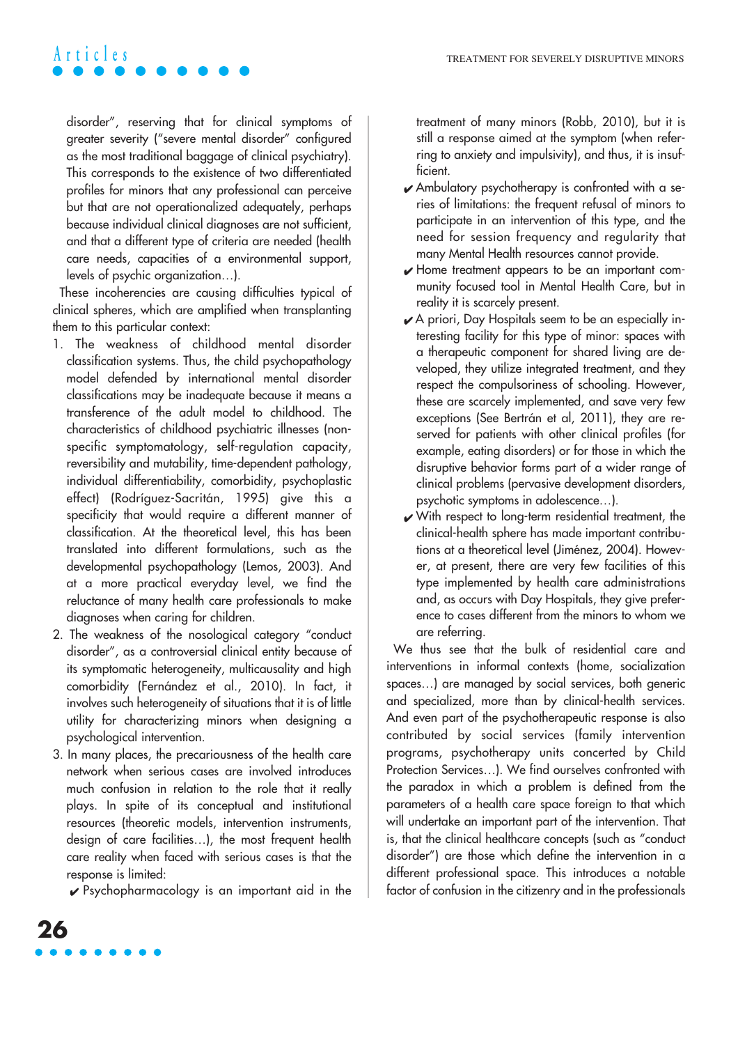disorder", reserving that for clinical symptoms of greater severity ("severe mental disorder" configured as the most traditional baggage of clinical psychiatry). This corresponds to the existence of two differentiated profiles for minors that any professional can perceive but that are not operationalized adequately, perhaps because individual clinical diagnoses are not sufficient, and that a different type of criteria are needed (health care needs, capacities of a environmental support, levels of psychic organization…).

These incoherencies are causing difficulties typical of clinical spheres, which are amplified when transplanting them to this particular context:

1. The weakness of childhood mental disorder classification systems. Thus, the child psychopathology model defended by international mental disorder classifications may be inadequate because it means a transference of the adult model to childhood. The characteristics of childhood psychiatric illnesses (non-specific symptomatology, self-regulation capacity, reversibility and mutability, time-dependent pathology, individual differentiability, comorbidity, psychoplastic effect) (Rodríguez-Sacritán, 1995) give this a specificity that would require a different manner of classification. At the theoretical level, this has been translated into different formulations, such as the developmental psychopathology (Lemos, 2003). And at a more practical everyday level, we find the reluctance of many health care professionals to make diagnoses when caring for children.
2. The weakness of the nosological category "conduct disorder", as a controversial clinical entity because of its symptomatic heterogeneity, multicausality and high comorbidity (Fernández et al., 2010). In fact, it involves such heterogeneity of situations that it is of little utility for characterizing minors when designing a psychological intervention.
3. In many places, the precariousness of the health care network when serious cases are involved introduces much confusion in relation to the role that it really plays. In spite of its conceptual and institutional resources (theoretic models, intervention instruments, design of care facilities…), the most frequent health care reality when faced with serious cases is that the response is limited:
   - ✔ Psychopharmacology is an important aid in the treatment of many minors (Robb, 2010), but it is still a response aimed at the symptom (when referring to anxiety and impulsivity), and thus, it is insufficient.
   - ✔ Ambulatory psychotherapy is confronted with a series of limitations: the frequent refusal of minors to participate in an intervention of this type, and the need for session frequency and regularity that many Mental Health resources cannot provide.
   - ✔ Home treatment appears to be an important community focused tool in Mental Health Care, but in reality it is scarcely present.
   - ✔ A priori, Day Hospitals seem to be an especially interesting facility for this type of minor: spaces with a therapeutic component for shared living are developed, they utilize integrated treatment, and they respect the compulsoriness of schooling. However, these are scarcely implemented, and save very few exceptions (See Bertrán et al, 2011), they are reserved for patients with other clinical profiles (for example, eating disorders) or for those in which the disruptive behavior forms part of a wider range of clinical problems (pervasive development disorders, psychotic symptoms in adolescence…).
   - ✔ With respect to long-term residential treatment, the clinical-health sphere has made important contributions at a theoretical level (Jiménez, 2004). However, at present, there are very few facilities of this type implemented by health care administrations and, as occurs with Day Hospitals, they give preference to cases different from the minors to whom we are referring.

We thus see that the bulk of residential care and interventions in informal contexts (home, socialization spaces…) are managed by social services, both generic and specialized, more than by clinical-health services. And even part of the psychotherapeutic response is also contributed by social services (family intervention programs, psychotherapy units concerted by Child Protection Services…). We find ourselves confronted with the paradox in which a problem is defined from the parameters of a health care space foreign to that which will undertake an important part of the intervention. That is, that the clinical healthcare concepts (such as "conduct disorder") are those which define the intervention in a different professional space. This introduces a notable factor of confusion in the citizenry and in the professionals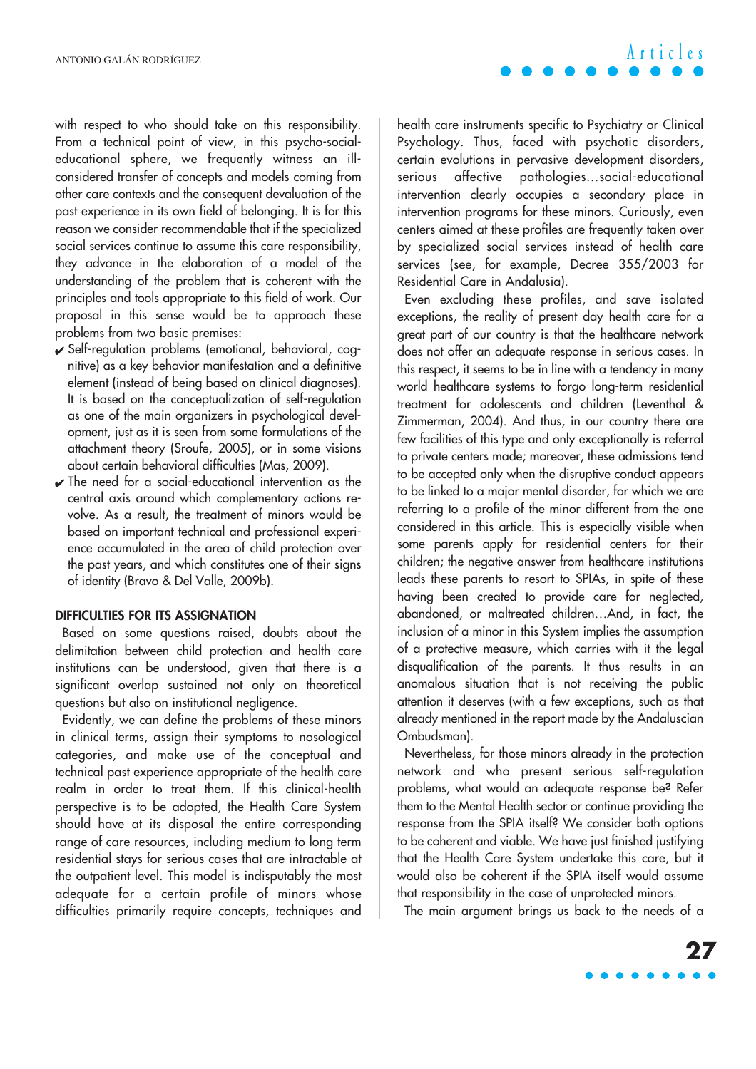with respect to who should take on this responsibility. From a technical point of view, in this psycho-social-educational sphere, we frequently witness an ill-considered transfer of concepts and models coming from other care contexts and the consequent devaluation of the past experience in its own field of belonging. It is for this reason we consider recommendable that if the specialized social services continue to assume this care responsibility, they advance in the elaboration of a model of the understanding of the problem that is coherent with the principles and tools appropriate to this field of work. Our proposal in this sense would be to approach these problems from two basic premises:

- ✔ Self-regulation problems (emotional, behavioral, cognitive) as a key behavior manifestation and a definitive element (instead of being based on clinical diagnoses). It is based on the conceptualization of self-regulation as one of the main organizers in psychological development, just as it is seen from some formulations of the attachment theory (Sroufe, 2005), or in some visions about certain behavioral difficulties (Mas, 2009).
- ✔ The need for a social-educational intervention as the central axis around which complementary actions revolve. As a result, the treatment of minors would be based on important technical and professional experience accumulated in the area of child protection over the past years, and which constitutes one of their signs of identity (Bravo & Del Valle, 2009b).

## DIFFICULTIES FOR ITS ASSIGNATION

Based on some questions raised, doubts about the delimitation between child protection and health care institutions can be understood, given that there is a significant overlap sustained not only on theoretical questions but also on institutional negligence.

Evidently, we can define the problems of these minors in clinical terms, assign their symptoms to nosological categories, and make use of the conceptual and technical past experience appropriate of the health care realm in order to treat them. If this clinical-health perspective is to be adopted, the Health Care System should have at its disposal the entire corresponding range of care resources, including medium to long term residential stays for serious cases that are intractable at the outpatient level. This model is indisputably the most adequate for a certain profile of minors whose difficulties primarily require concepts, techniques and health care instruments specific to Psychiatry or Clinical Psychology. Thus, faced with psychotic disorders, certain evolutions in pervasive development disorders, serious affective pathologies…social-educational intervention clearly occupies a secondary place in intervention programs for these minors. Curiously, even centers aimed at these profiles are frequently taken over by specialized social services instead of health care services (see, for example, Decree 355/2003 for Residential Care in Andalusia).

Even excluding these profiles, and save isolated exceptions, the reality of present day health care for a great part of our country is that the healthcare network does not offer an adequate response in serious cases. In this respect, it seems to be in line with a tendency in many world healthcare systems to forgo long-term residential treatment for adolescents and children (Leventhal & Zimmerman, 2004). And thus, in our country there are few facilities of this type and only exceptionally is referral to private centers made; moreover, these admissions tend to be accepted only when the disruptive conduct appears to be linked to a major mental disorder, for which we are referring to a profile of the minor different from the one considered in this article. This is especially visible when some parents apply for residential centers for their children; the negative answer from healthcare institutions leads these parents to resort to SPIAs, in spite of these having been created to provide care for neglected, abandoned, or maltreated children…And, in fact, the inclusion of a minor in this System implies the assumption of a protective measure, which carries with it the legal disqualification of the parents. It thus results in an anomalous situation that is not receiving the public attention it deserves (with a few exceptions, such as that already mentioned in the report made by the Andaluscian Ombudsman).

Nevertheless, for those minors already in the protection network and who present serious self-regulation problems, what would an adequate response be? Refer them to the Mental Health sector or continue providing the response from the SPIA itself? We consider both options to be coherent and viable. We have just finished justifying that the Health Care System undertake this care, but it would also be coherent if the SPIA itself would assume that responsibility in the case of unprotected minors.

The main argument brings us back to the needs of a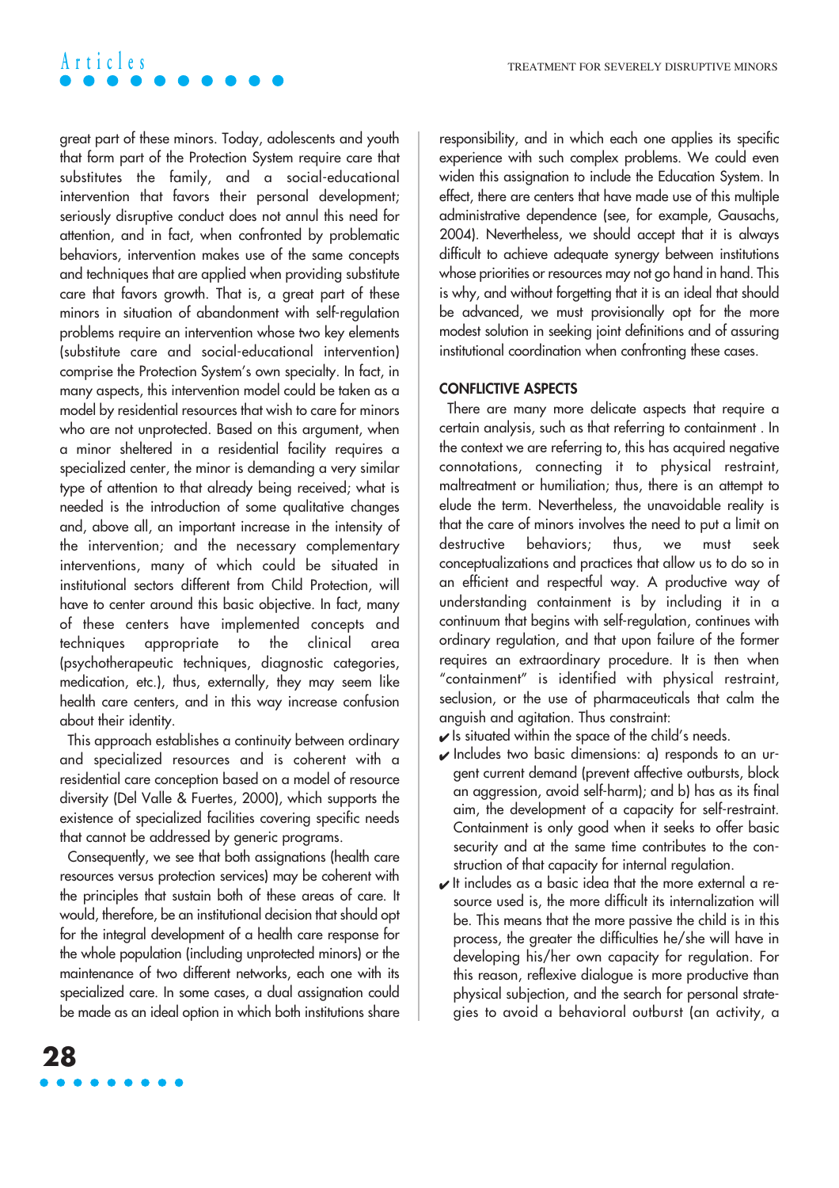great part of these minors. Today, adolescents and youth that form part of the Protection System require care that substitutes the family, and a social-educational intervention that favors their personal development; seriously disruptive conduct does not annul this need for attention, and in fact, when confronted by problematic behaviors, intervention makes use of the same concepts and techniques that are applied when providing substitute care that favors growth. That is, a great part of these minors in situation of abandonment with self-regulation problems require an intervention whose two key elements (substitute care and social-educational intervention) comprise the Protection System's own specialty. In fact, in many aspects, this intervention model could be taken as a model by residential resources that wish to care for minors who are not unprotected. Based on this argument, when a minor sheltered in a residential facility requires a specialized center, the minor is demanding a very similar type of attention to that already being received; what is needed is the introduction of some qualitative changes and, above all, an important increase in the intensity of the intervention; and the necessary complementary interventions, many of which could be situated in institutional sectors different from Child Protection, will have to center around this basic objective. In fact, many of these centers have implemented concepts and techniques appropriate to the clinical area (psychotherapeutic techniques, diagnostic categories, medication, etc.), thus, externally, they may seem like health care centers, and in this way increase confusion about their identity.

This approach establishes a continuity between ordinary and specialized resources and is coherent with a residential care conception based on a model of resource diversity (Del Valle & Fuertes, 2000), which supports the existence of specialized facilities covering specific needs that cannot be addressed by generic programs.

Consequently, we see that both assignations (health care resources versus protection services) may be coherent with the principles that sustain both of these areas of care. It would, therefore, be an institutional decision that should opt for the integral development of a health care response for the whole population (including unprotected minors) or the maintenance of two different networks, each one with its specialized care. In some cases, a dual assignation could be made as an ideal option in which both institutions share responsibility, and in which each one applies its specific experience with such complex problems. We could even widen this assignation to include the Education System. In effect, there are centers that have made use of this multiple administrative dependence (see, for example, Gausachs, 2004). Nevertheless, we should accept that it is always difficult to achieve adequate synergy between institutions whose priorities or resources may not go hand in hand. This is why, and without forgetting that it is an ideal that should be advanced, we must provisionally opt for the more modest solution in seeking joint definitions and of assuring institutional coordination when confronting these cases.

## CONFLICTIVE ASPECTS

There are many more delicate aspects that require a certain analysis, such as that referring to containment . In the context we are referring to, this has acquired negative connotations, connecting it to physical restraint, maltreatment or humiliation; thus, there is an attempt to elude the term. Nevertheless, the unavoidable reality is that the care of minors involves the need to put a limit on destructive behaviors; thus, we must seek conceptualizations and practices that allow us to do so in an efficient and respectful way. A productive way of understanding containment is by including it in a continuum that begins with self-regulation, continues with ordinary regulation, and that upon failure of the former requires an extraordinary procedure. It is then when "containment" is identified with physical restraint, seclusion, or the use of pharmaceuticals that calm the anguish and agitation. Thus constraint:

- ✔ Is situated within the space of the child's needs.
- ✔ Includes two basic dimensions: a) responds to an urgent current demand (prevent affective outbursts, block an aggression, avoid self-harm); and b) has as its final aim, the development of a capacity for self-restraint. Containment is only good when it seeks to offer basic security and at the same time contributes to the construction of that capacity for internal regulation.
- ✔ It includes as a basic idea that the more external a resource used is, the more difficult its internalization will be. This means that the more passive the child is in this process, the greater the difficulties he/she will have in developing his/her own capacity for regulation. For this reason, reflexive dialogue is more productive than physical subjection, and the search for personal strategies to avoid a behavioral outburst (an activity, a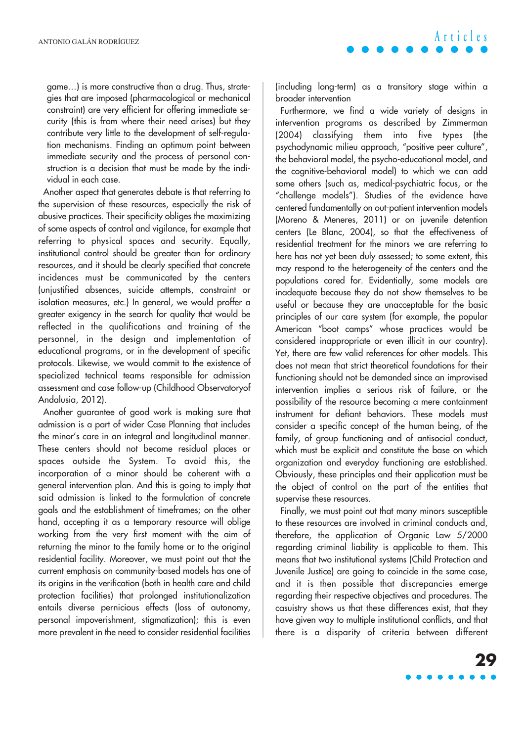game…) is more constructive than a drug. Thus, strategies that are imposed (pharmacological or mechanical constraint) are very efficient for offering immediate security (this is from where their need arises) but they contribute very little to the development of self-regulation mechanisms. Finding an optimum point between immediate security and the process of personal construction is a decision that must be made by the individual in each case.

Another aspect that generates debate is that referring to the supervision of these resources, especially the risk of abusive practices. Their specificity obliges the maximizing of some aspects of control and vigilance, for example that referring to physical spaces and security. Equally, institutional control should be greater than for ordinary resources, and it should be clearly specified that concrete incidences must be communicated by the centers (unjustified absences, suicide attempts, constraint or isolation measures, etc.) In general, we would proffer a greater exigency in the search for quality that would be reflected in the qualifications and training of the personnel, in the design and implementation of educational programs, or in the development of specific protocols. Likewise, we would commit to the existence of specialized technical teams responsible for admission assessment and case follow-up (Childhood Observatoryof Andalusia, 2012).

Another guarantee of good work is making sure that admission is a part of wider Case Planning that includes the minor's care in an integral and longitudinal manner. These centers should not become residual places or spaces outside the System. To avoid this, the incorporation of a minor should be coherent with a general intervention plan. And this is going to imply that said admission is linked to the formulation of concrete goals and the establishment of timeframes; on the other hand, accepting it as a temporary resource will oblige working from the very first moment with the aim of returning the minor to the family home or to the original residential facility. Moreover, we must point out that the current emphasis on community-based models has one of its origins in the verification (both in health care and child protection facilities) that prolonged institutionalization entails diverse pernicious effects (loss of autonomy, personal impoverishment, stigmatization); this is even more prevalent in the need to consider residential facilities (including long-term) as a transitory stage within a broader intervention

Furthermore, we find a wide variety of designs in intervention programs as described by Zimmerman (2004) classifying them into five types (the psychodynamic milieu approach, "positive peer culture", the behavioral model, the psycho-educational model, and the cognitive-behavioral model) to which we can add some others (such as, medical-psychiatric focus, or the "challenge models"). Studies of the evidence have centered fundamentally on out-patient intervention models (Moreno & Meneres, 2011) or on juvenile detention centers (Le Blanc, 2004), so that the effectiveness of residential treatment for the minors we are referring to here has not yet been duly assessed; to some extent, this may respond to the heterogeneity of the centers and the populations cared for. Evidentially, some models are inadequate because they do not show themselves to be useful or because they are unacceptable for the basic principles of our care system (for example, the popular American "boot camps" whose practices would be considered inappropriate or even illicit in our country). Yet, there are few valid references for other models. This does not mean that strict theoretical foundations for their functioning should not be demanded since an improvised intervention implies a serious risk of failure, or the possibility of the resource becoming a mere containment instrument for defiant behaviors. These models must consider a specific concept of the human being, of the family, of group functioning and of antisocial conduct, which must be explicit and constitute the base on which organization and everyday functioning are established. Obviously, these principles and their application must be the object of control on the part of the entities that supervise these resources.

Finally, we must point out that many minors susceptible to these resources are involved in criminal conducts and, therefore, the application of Organic Law 5/2000 regarding criminal liability is applicable to them. This means that two institutional systems (Child Protection and Juvenile Justice) are going to coincide in the same case, and it is then possible that discrepancies emerge regarding their respective objectives and procedures. The casuistry shows us that these differences exist, that they have given way to multiple institutional conflicts, and that there is a disparity of criteria between different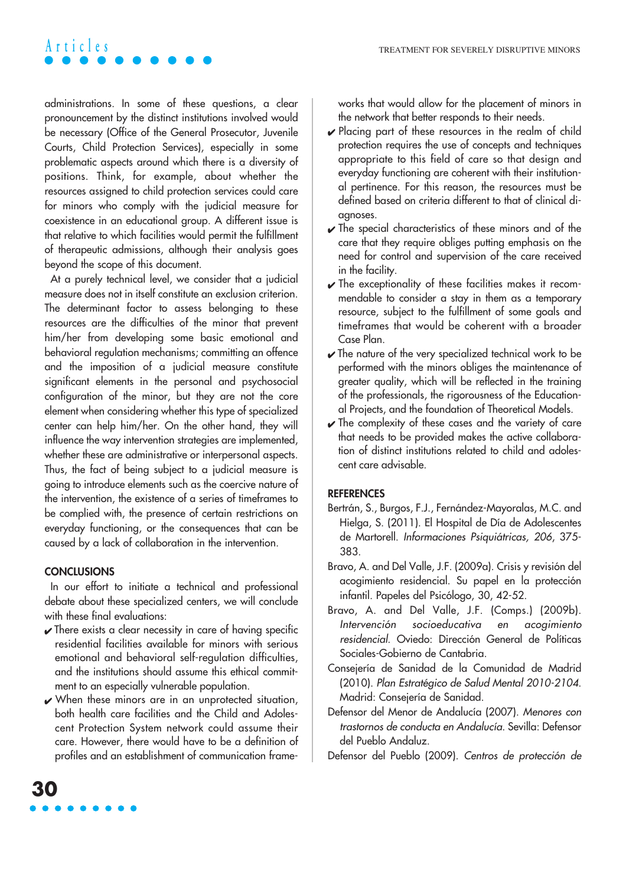administrations. In some of these questions, a clear pronouncement by the distinct institutions involved would be necessary (Office of the General Prosecutor, Juvenile Courts, Child Protection Services), especially in some problematic aspects around which there is a diversity of positions. Think, for example, about whether the resources assigned to child protection services could care for minors who comply with the judicial measure for coexistence in an educational group. A different issue is that relative to which facilities would permit the fulfillment of therapeutic admissions, although their analysis goes beyond the scope of this document.

At a purely technical level, we consider that a judicial measure does not in itself constitute an exclusion criterion. The determinant factor to assess belonging to these resources are the difficulties of the minor that prevent him/her from developing some basic emotional and behavioral regulation mechanisms; committing an offence and the imposition of a judicial measure constitute significant elements in the personal and psychosocial configuration of the minor, but they are not the core element when considering whether this type of specialized center can help him/her. On the other hand, they will influence the way intervention strategies are implemented, whether these are administrative or interpersonal aspects. Thus, the fact of being subject to a judicial measure is going to introduce elements such as the coercive nature of the intervention, the existence of a series of timeframes to be complied with, the presence of certain restrictions on everyday functioning, or the consequences that can be caused by a lack of collaboration in the intervention.

## CONCLUSIONS

In our effort to initiate a technical and professional debate about these specialized centers, we will conclude with these final evaluations:

- ✔ There exists a clear necessity in care of having specific residential facilities available for minors with serious emotional and behavioral self-regulation difficulties, and the institutions should assume this ethical commitment to an especially vulnerable population.
- ✔ When these minors are in an unprotected situation, both health care facilities and the Child and Adolescent Protection System network could assume their care. However, there would have to be a definition of profiles and an establishment of communication frameworks that would allow for the placement of minors in the network that better responds to their needs.
- ✔ Placing part of these resources in the realm of child protection requires the use of concepts and techniques appropriate to this field of care so that design and everyday functioning are coherent with their institutional pertinence. For this reason, the resources must be defined based on criteria different to that of clinical diagnoses.
- ✔ The special characteristics of these minors and of the care that they require obliges putting emphasis on the need for control and supervision of the care received in the facility.
- ✔ The exceptionality of these facilities makes it recommendable to consider a stay in them as a temporary resource, subject to the fulfillment of some goals and timeframes that would be coherent with a broader Case Plan.
- ✔ The nature of the very specialized technical work to be performed with the minors obliges the maintenance of greater quality, which will be reflected in the training of the professionals, the rigorousness of the Educational Projects, and the foundation of Theoretical Models.
- ✔ The complexity of these cases and the variety of care that needs to be provided makes the active collaboration of distinct institutions related to child and adolescent care advisable.

## REFERENCES

Bertrán, S., Burgos, F.J., Fernández-Mayoralas, M.C. and Hielga, S. (2011). El Hospital de Día de Adolescentes de Martorell. *Informaciones Psiquiátricas, 206*, 375-383.

Bravo, A. and Del Valle, J.F. (2009a). Crisis y revisión del acogimiento residencial. Su papel en la protección infantil. Papeles del Psicólogo, 30, 42-52.

Bravo, A. and Del Valle, J.F. (Comps.) (2009b). *Intervención socioeducativa en acogimiento residencial*. Oviedo: Dirección General de Políticas Sociales-Gobierno de Cantabria.

Consejería de Sanidad de la Comunidad de Madrid (2010). *Plan Estratégico de Salud Mental 2010-2104*. Madrid: Consejería de Sanidad.

Defensor del Menor de Andalucía (2007). *Menores con trastornos de conducta en Andalucía*. Sevilla: Defensor del Pueblo Andaluz.

Defensor del Pueblo (2009). *Centros de protección de*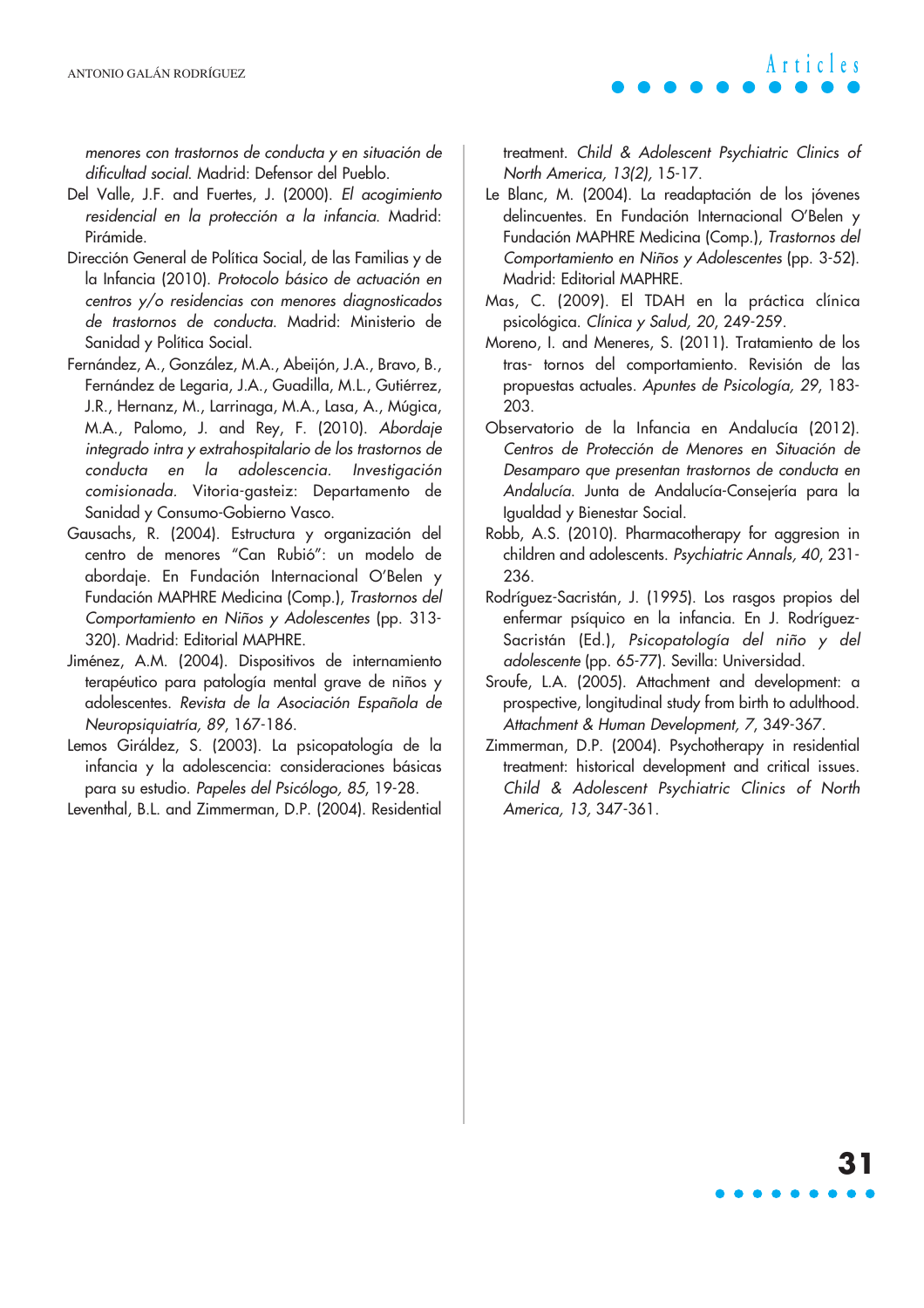*menores con trastornos de conducta y en situación de dificultad social.* Madrid: Defensor del Pueblo.

Del Valle, J.F. and Fuertes, J. (2000). *El acogimiento residencial en la protección a la infancia.* Madrid: Pirámide.

Dirección General de Política Social, de las Familias y de la Infancia (2010). *Protocolo básico de actuación en centros y/o residencias con menores diagnosticados de trastornos de conducta.* Madrid: Ministerio de Sanidad y Política Social.

Fernández, A., González, M.A., Abeijón, J.A., Bravo, B., Fernández de Legaria, J.A., Guadilla, M.L., Gutiérrez, J.R., Hernanz, M., Larrinaga, M.A., Lasa, A., Múgica, M.A., Palomo, J. and Rey, F. (2010). *Abordaje integrado intra y extrahospitalario de los trastornos de conducta en la adolescencia. Investigación comisionada.* Vitoria-gasteiz: Departamento de Sanidad y Consumo-Gobierno Vasco.

Gausachs, R. (2004). Estructura y organización del centro de menores "Can Rubió": un modelo de abordaje. En Fundación Internacional O'Belen y Fundación MAPHRE Medicina (Comp.), *Trastornos del Comportamiento en Niños y Adolescentes* (pp. 313-320). Madrid: Editorial MAPHRE.

Jiménez, A.M. (2004). Dispositivos de internamiento terapéutico para patología mental grave de niños y adolescentes. *Revista de la Asociación Española de Neuropsiquiatría, 89*, 167-186.

Lemos Giráldez, S. (2003). La psicopatología de la infancia y la adolescencia: consideraciones básicas para su estudio. *Papeles del Psicólogo, 85*, 19-28.

Leventhal, B.L. and Zimmerman, D.P. (2004). Residential treatment. *Child & Adolescent Psychiatric Clinics of North America, 13(2),* 15-17.

Le Blanc, M. (2004). La readaptación de los jóvenes delincuentes. En Fundación Internacional O'Belen y Fundación MAPHRE Medicina (Comp.), *Trastornos del Comportamiento en Niños y Adolescentes* (pp. 3-52). Madrid: Editorial MAPHRE.

Mas, C. (2009). El TDAH en la práctica clínica psicológica. *Clínica y Salud, 20*, 249-259.

Moreno, I. and Meneres, S. (2011). Tratamiento de los tras- tornos del comportamiento. Revisión de las propuestas actuales. *Apuntes de Psicología, 29*, 183-203.

Observatorio de la Infancia en Andalucía (2012). *Centros de Protección de Menores en Situación de Desamparo que presentan trastornos de conducta en Andalucía.* Junta de Andalucía-Consejería para la Igualdad y Bienestar Social.

Robb, A.S. (2010). Pharmacotherapy for aggresion in children and adolescents. *Psychiatric Annals, 40*, 231-236.

Rodríguez-Sacristán, J. (1995). Los rasgos propios del enfermar psíquico en la infancia. En J. Rodríguez-Sacristán (Ed.), *Psicopatología del niño y del adolescente* (pp. 65-77). Sevilla: Universidad.

Sroufe, L.A. (2005). Attachment and development: a prospective, longitudinal study from birth to adulthood. *Attachment & Human Development, 7*, 349-367.

Zimmerman, D.P. (2004). Psychotherapy in residential treatment: historical development and critical issues. *Child & Adolescent Psychiatric Clinics of North America, 13,* 347-361.